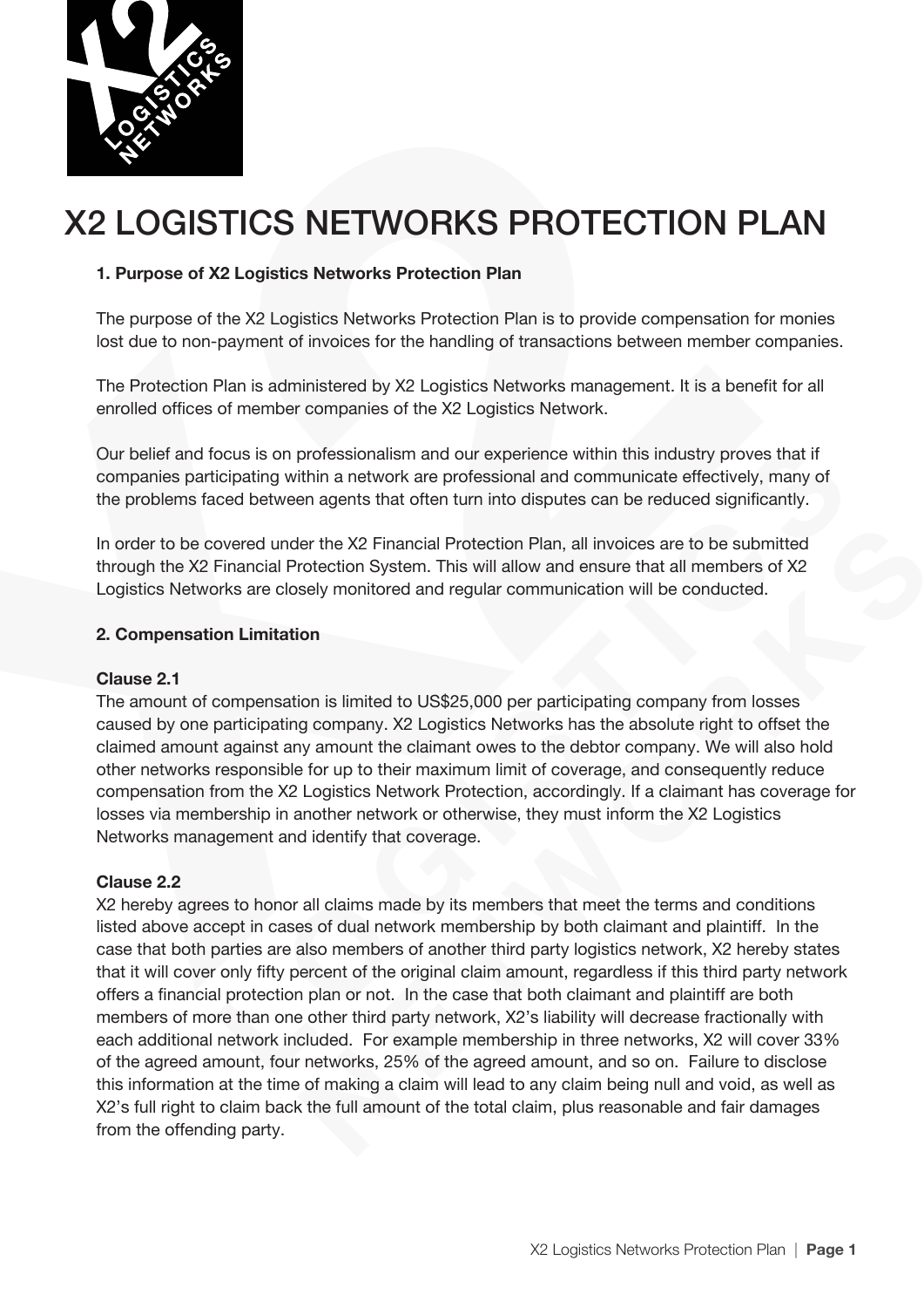# X2 LOGISTICS NETWORKS PROTECTION PLAN

**1. Purpose of X2 Logistics Networks Protection Plan**

The purpose of the X2 Logistics Networks Protection Plan is to provide compensation for monies lost due to non-payment of invoices for the handling of transactions between member companies.

The Protection Plan is administered by X2 Logistics Networks management. It is a benefit for all enrolled offices of member companies of the X2 Logistics Network.

Our belief and focus is on professionalism and our experience within this industry proves that if companies participating within a network are professional and communicate effectively, many of the problems faced between agents that often turn into disputes can be reduced significantly.

In order to be covered under the X2 Financial Protection Plan, all invoices are to be submitted through the X2 Financial Protection System. This will allow and ensure that all members of X2 Logistics Networks are closely monitored and regular communication will be conducted.

**2. Compensation Limitation**

**Clause 2.1**
The amount of compensation is limited to US$25,000 per participating company from losses caused by one participating company. X2 Logistics Networks has the absolute right to offset the claimed amount against any amount the claimant owes to the debtor company. We will also hold other networks responsible for up to their maximum limit of coverage, and consequently reduce compensation from the X2 Logistics Network Protection, accordingly. If a claimant has coverage for losses via membership in another network or otherwise, they must inform the X2 Logistics Networks management and identify that coverage.

**Clause 2.2**
X2 hereby agrees to honor all claims made by its members that meet the terms and conditions listed above accept in cases of dual network membership by both claimant and plaintiff. In the case that both parties are also members of another third party logistics network, X2 hereby states that it will cover only fifty percent of the original claim amount, regardless if this third party network offers a financial protection plan or not. In the case that both claimant and plaintiff are both members of more than one other third party network, X2's liability will decrease fractionally with each additional network included. For example membership in three networks, X2 will cover 33% of the agreed amount, four networks, 25% of the agreed amount, and so on. Failure to disclose this information at the time of making a claim will lead to any claim being null and void, as well as X2's full right to claim back the full amount of the total claim, plus reasonable and fair damages from the offending party.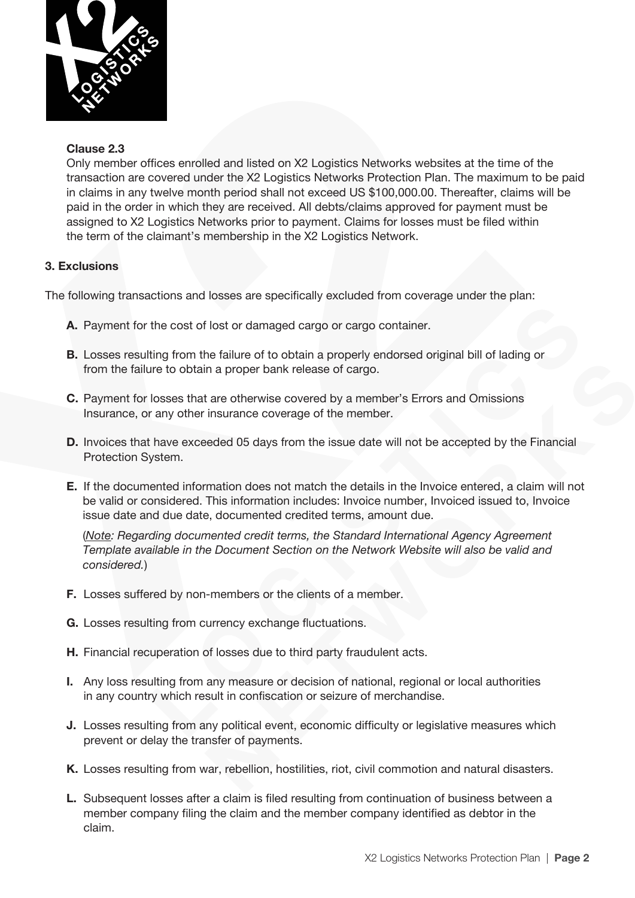**Clause 2.3**

Only member offices enrolled and listed on X2 Logistics Networks websites at the time of the transaction are covered under the X2 Logistics Networks Protection Plan. The maximum to be paid in claims in any twelve month period shall not exceed US $100,000.00. Thereafter, claims will be paid in the order in which they are received. All debts/claims approved for payment must be assigned to X2 Logistics Networks prior to payment. Claims for losses must be filed within the term of the claimant's membership in the X2 Logistics Network.

## 3. Exclusions

The following transactions and losses are specifically excluded from coverage under the plan:

**A.** Payment for the cost of lost or damaged cargo or cargo container.

**B.** Losses resulting from the failure of to obtain a properly endorsed original bill of lading or from the failure to obtain a proper bank release of cargo.

**C.** Payment for losses that are otherwise covered by a member's Errors and Omissions Insurance, or any other insurance coverage of the member.

**D.** Invoices that have exceeded 05 days from the issue date will not be accepted by the Financial Protection System.

**E.** If the documented information does not match the details in the Invoice entered, a claim will not be valid or considered. This information includes: Invoice number, Invoiced issued to, Invoice issue date and due date, documented credited terms, amount due.

(*Note: Regarding documented credit terms, the Standard International Agency Agreement Template available in the Document Section on the Network Website will also be valid and considered.*)

**F.** Losses suffered by non-members or the clients of a member.

**G.** Losses resulting from currency exchange fluctuations.

**H.** Financial recuperation of losses due to third party fraudulent acts.

**I.** Any loss resulting from any measure or decision of national, regional or local authorities in any country which result in confiscation or seizure of merchandise.

**J.** Losses resulting from any political event, economic difficulty or legislative measures which prevent or delay the transfer of payments.

**K.** Losses resulting from war, rebellion, hostilities, riot, civil commotion and natural disasters.

**L.** Subsequent losses after a claim is filed resulting from continuation of business between a member company filing the claim and the member company identified as debtor in the claim.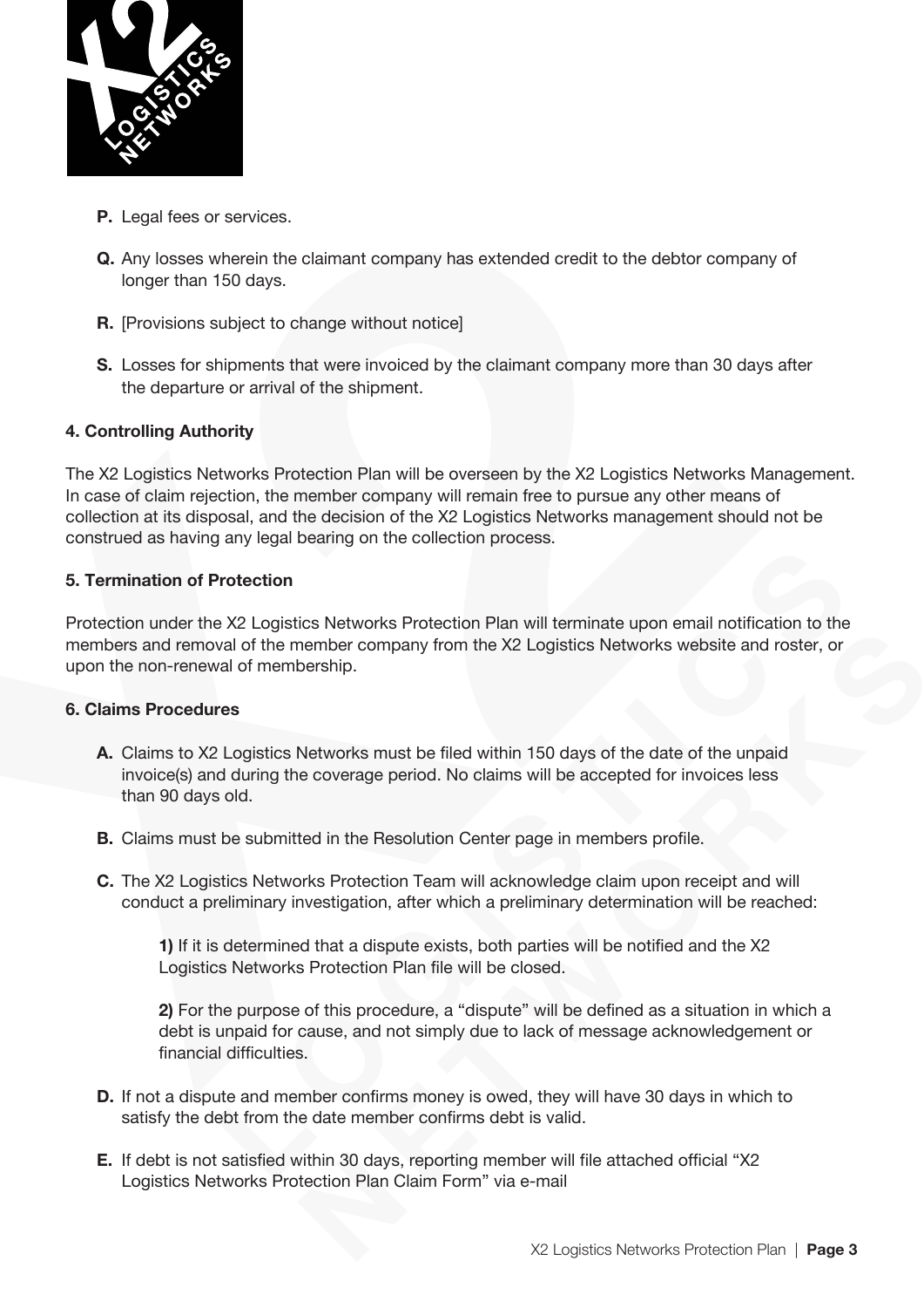P. Legal fees or services.

Q. Any losses wherein the claimant company has extended credit to the debtor company of longer than 150 days.

R. [Provisions subject to change without notice]

S. Losses for shipments that were invoiced by the claimant company more than 30 days after the departure or arrival of the shipment.

**4. Controlling Authority**

The X2 Logistics Networks Protection Plan will be overseen by the X2 Logistics Networks Management. In case of claim rejection, the member company will remain free to pursue any other means of collection at its disposal, and the decision of the X2 Logistics Networks management should not be construed as having any legal bearing on the collection process.

**5. Termination of Protection**

Protection under the X2 Logistics Networks Protection Plan will terminate upon email notification to the members and removal of the member company from the X2 Logistics Networks website and roster, or upon the non-renewal of membership.

**6. Claims Procedures**

A. Claims to X2 Logistics Networks must be filed within 150 days of the date of the unpaid invoice(s) and during the coverage period. No claims will be accepted for invoices less than 90 days old.

B. Claims must be submitted in the Resolution Center page in members profile.

C. The X2 Logistics Networks Protection Team will acknowledge claim upon receipt and will conduct a preliminary investigation, after which a preliminary determination will be reached:

   1) If it is determined that a dispute exists, both parties will be notified and the X2 Logistics Networks Protection Plan file will be closed.

   2) For the purpose of this procedure, a "dispute" will be defined as a situation in which a debt is unpaid for cause, and not simply due to lack of message acknowledgement or financial difficulties.

D. If not a dispute and member confirms money is owed, they will have 30 days in which to satisfy the debt from the date member confirms debt is valid.

E. If debt is not satisfied within 30 days, reporting member will file attached official "X2 Logistics Networks Protection Plan Claim Form" via e-mail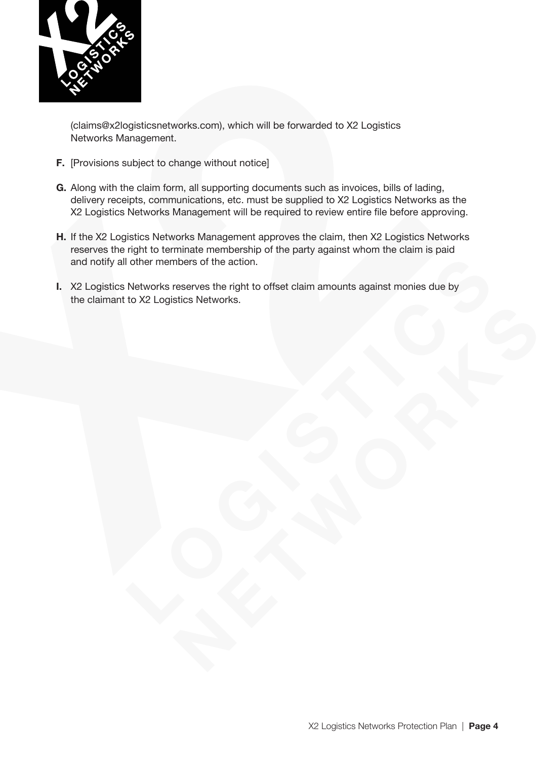(claims@x2logisticsnetworks.com), which will be forwarded to X2 Logistics Networks Management.

**F.** [Provisions subject to change without notice]

**G.** Along with the claim form, all supporting documents such as invoices, bills of lading, delivery receipts, communications, etc. must be supplied to X2 Logistics Networks as the X2 Logistics Networks Management will be required to review entire file before approving.

**H.** If the X2 Logistics Networks Management approves the claim, then X2 Logistics Networks reserves the right to terminate membership of the party against whom the claim is paid and notify all other members of the action.

**I.** X2 Logistics Networks reserves the right to offset claim amounts against monies due by the claimant to X2 Logistics Networks.